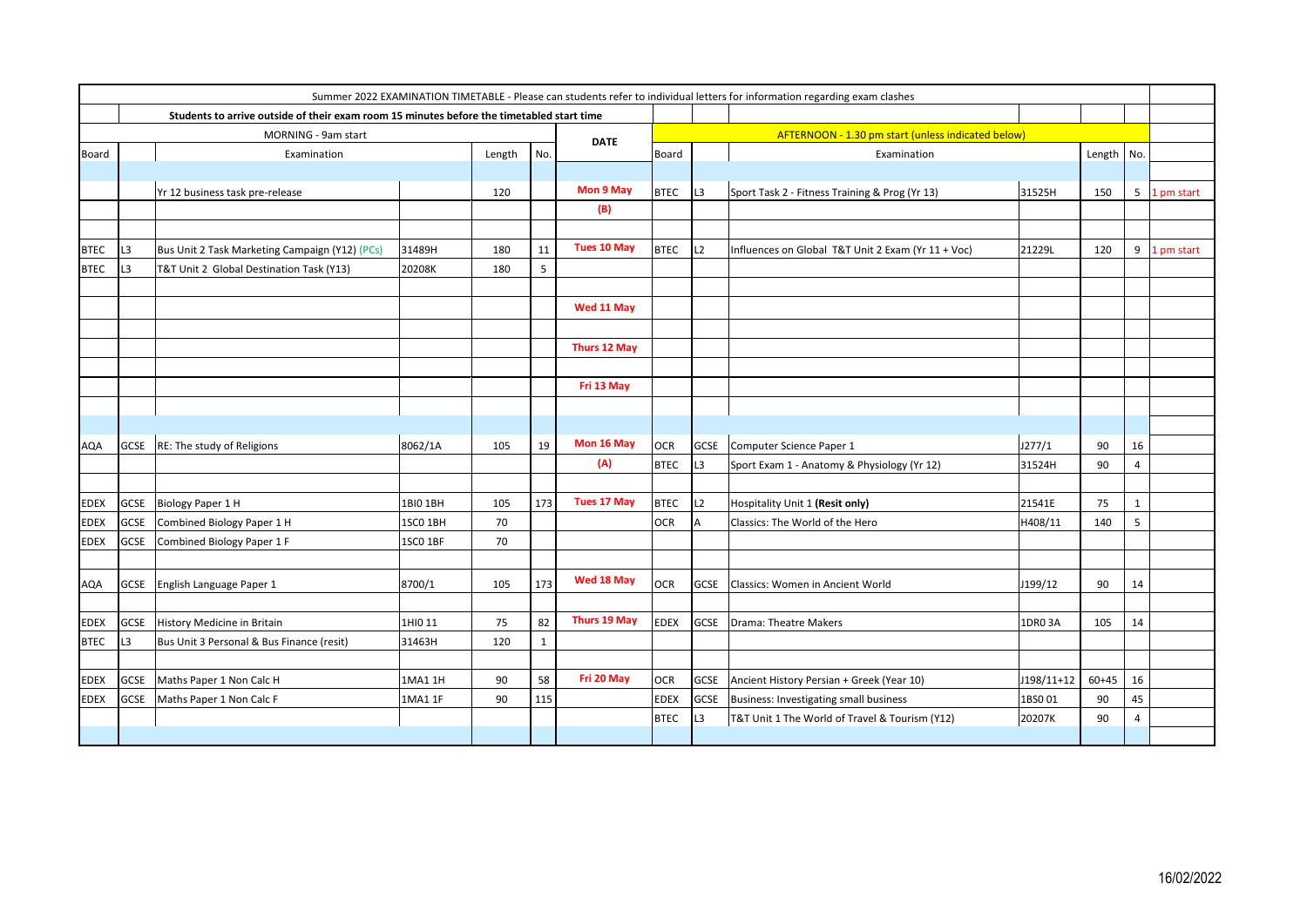Summer 2022 EXAMINATION TIMETABLE - Please can students refer to individual letters for information regarding exam clashes

Students to arrive outside of their exam room 15 minutes before the timetabled start time

| MORNING - 9am start | | | | | | DATE | AFTERNOON - 1.30 pm start (unless indicated below) | | | | | | |
|---|---|---|---|---|---|---|---|---|---|---|---|---|---|
| Board | | Examination | | Length | No. | | Board | | Examination | | Length | No. | |
| | | Yr 12 business task pre-release | | 120 | | Mon 9 May (B) | BTEC | L3 | Sport Task 2 - Fitness Training & Prog (Yr 13) | 31525H | 150 | 5 | 1 pm start |
| BTEC | L3 | Bus Unit 2 Task Marketing Campaign (Y12) (PCs) | 31489H | 180 | 11 | Tues 10 May | BTEC | L2 | Influences on Global T&T Unit 2 Exam (Yr 11 + Voc) | 21229L | 120 | 9 | 1 pm start |
| BTEC | L3 | T&T Unit 2 Global Destination Task (Y13) | 20208K | 180 | 5 | | | | | | | | |
| | | | | | | Wed 11 May | | | | | | | |
| | | | | | | Thurs 12 May | | | | | | | |
| | | | | | | Fri 13 May | | | | | | | |
| AQA | GCSE | RE: The study of Religions | 8062/1A | 105 | 19 | Mon 16 May (A) | OCR | GCSE | Computer Science Paper 1 | J277/1 | 90 | 16 | |
| | | | | | | | BTEC | L3 | Sport Exam 1 - Anatomy & Physiology (Yr 12) | 31524H | 90 | 4 | |
| EDEX | GCSE | Biology Paper 1 H | 1BI0 1BH | 105 | 173 | Tues 17 May | BTEC | L2 | Hospitality Unit 1 **(Resit only)** | 21541E | 75 | 1 | |
| EDEX | GCSE | Combined Biology Paper 1 H | 1SC0 1BH | 70 | | | OCR | A | Classics: The World of the Hero | H408/11 | 140 | 5 | |
| EDEX | GCSE | Combined Biology Paper 1 F | 1SC0 1BF | 70 | | | | | | | | | |
| AQA | GCSE | English Language Paper 1 | 8700/1 | 105 | 173 | Wed 18 May | OCR | GCSE | Classics: Women in Ancient World | J199/12 | 90 | 14 | |
| EDEX | GCSE | History Medicine in Britain | 1HI0 11 | 75 | 82 | Thurs 19 May | EDEX | GCSE | Drama: Theatre Makers | 1DR0 3A | 105 | 14 | |
| BTEC | L3 | Bus Unit 3 Personal & Bus Finance (resit) | 31463H | 120 | 1 | | | | | | | | |
| EDEX | GCSE | Maths Paper 1 Non Calc H | 1MA1 1H | 90 | 58 | Fri 20 May | OCR | GCSE | Ancient History Persian + Greek (Year 10) | J198/11+12 | 60+45 | 16 | |
| EDEX | GCSE | Maths Paper 1 Non Calc F | 1MA1 1F | 90 | 115 | | EDEX | GCSE | Business: Investigating small business | 1BS0 01 | 90 | 45 | |
| | | | | | | | BTEC | L3 | T&T Unit 1 The World of Travel & Tourism (Y12) | 20207K | 90 | 4 | |

16/02/2022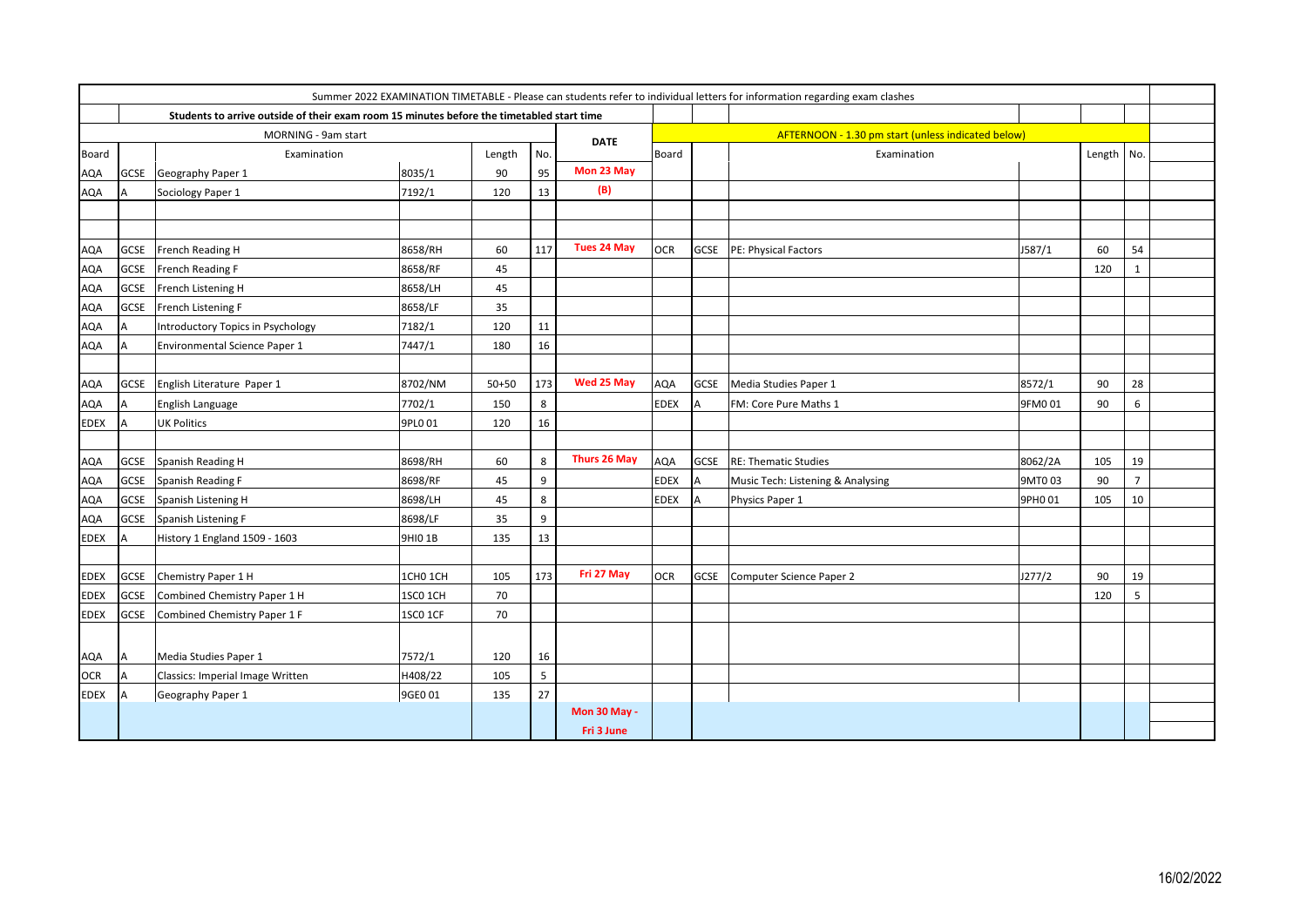Summer 2022 EXAMINATION TIMETABLE - Please can students refer to individual letters for information regarding exam clashes

Students to arrive outside of their exam room 15 minutes before the timetabled start time

| MORNING - 9am start | | | | | | DATE | AFTERNOON - 1.30 pm start (unless indicated below) | | | | | |
|---|---|---|---|---|---|---|---|---|---|---|---|---|
| Board | | Examination | | Length | No. | | Board | | Examination | | Length | No. |
| AQA | GCSE | Geography Paper 1 | 8035/1 | 90 | 95 | Mon 23 May | | | | | | |
| AQA | A | Sociology Paper 1 | 7192/1 | 120 | 13 | (B) | | | | | | |
| | | | | | | | | | | | | |
| | | | | | | | | | | | | |
| AQA | GCSE | French Reading H | 8658/RH | 60 | 117 | Tues 24 May | OCR | GCSE | PE: Physical Factors | J587/1 | 60 | 54 |
| AQA | GCSE | French Reading F | 8658/RF | 45 | | | | | | | 120 | 1 |
| AQA | GCSE | French Listening H | 8658/LH | 45 | | | | | | | | |
| AQA | GCSE | French Listening F | 8658/LF | 35 | | | | | | | | |
| AQA | A | Introductory Topics in Psychology | 7182/1 | 120 | 11 | | | | | | | |
| AQA | A | Environmental Science Paper 1 | 7447/1 | 180 | 16 | | | | | | | |
| | | | | | | | | | | | | |
| AQA | GCSE | English Literature Paper 1 | 8702/NM | 50+50 | 173 | Wed 25 May | AQA | GCSE | Media Studies Paper 1 | 8572/1 | 90 | 28 |
| AQA | A | English Language | 7702/1 | 150 | 8 | | EDEX | A | FM: Core Pure Maths 1 | 9FM0 01 | 90 | 6 |
| EDEX | A | UK Politics | 9PL0 01 | 120 | 16 | | | | | | | |
| | | | | | | | | | | | | |
| AQA | GCSE | Spanish Reading H | 8698/RH | 60 | 8 | Thurs 26 May | AQA | GCSE | RE: Thematic Studies | 8062/2A | 105 | 19 |
| AQA | GCSE | Spanish Reading F | 8698/RF | 45 | 9 | | EDEX | A | Music Tech: Listening & Analysing | 9MT0 03 | 90 | 7 |
| AQA | GCSE | Spanish Listening H | 8698/LH | 45 | 8 | | EDEX | A | Physics Paper 1 | 9PH0 01 | 105 | 10 |
| AQA | GCSE | Spanish Listening F | 8698/LF | 35 | 9 | | | | | | | |
| EDEX | A | History 1 England 1509 - 1603 | 9HI0 1B | 135 | 13 | | | | | | | |
| | | | | | | | | | | | | |
| EDEX | GCSE | Chemistry Paper 1 H | 1CH0 1CH | 105 | 173 | Fri 27 May | OCR | GCSE | Computer Science Paper 2 | J277/2 | 90 | 19 |
| EDEX | GCSE | Combined Chemistry Paper 1 H | 1SC0 1CH | 70 | | | | | | | 120 | 5 |
| EDEX | GCSE | Combined Chemistry Paper 1 F | 1SC0 1CF | 70 | | | | | | | | |
| AQA | A | Media Studies Paper 1 | 7572/1 | 120 | 16 | | | | | | | |
| OCR | A | Classics: Imperial Image Written | H408/22 | 105 | 5 | | | | | | | |
| EDEX | A | Geography Paper 1 | 9GE0 01 | 135 | 27 | | | | | | | |
| | | | | | | Mon 30 May - Fri 3 June | | | | | | |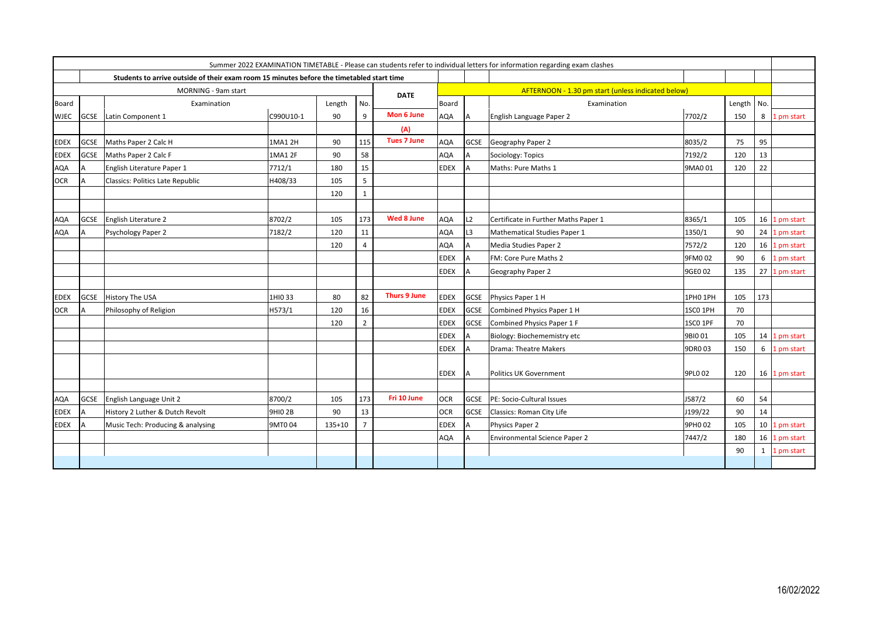Summer 2022 EXAMINATION TIMETABLE - Please can students refer to individual letters for information regarding exam clashes

Students to arrive outside of their exam room 15 minutes before the timetabled start time

| MORNING - 9am start | | | | | | DATE | AFTERNOON - 1.30 pm start (unless indicated below) | | | | | | | |
|---|---|---|---|---|---|---|---|---|---|---|---|---|---|---|
| Board | | Examination | | Length | No. | | Board | | Examination | | Length | No. | |
| WJEC | GCSE | Latin Component 1 | C990U10-1 | 90 | 9 | Mon 6 June | AQA | A | English Language Paper 2 | 7702/2 | 150 | 8 | 1 pm start |
| | | | | | | (A) | | | | | | | |
| EDEX | GCSE | Maths Paper 2 Calc H | 1MA1 2H | 90 | 115 | Tues 7 June | AQA | GCSE | Geography Paper 2 | 8035/2 | 75 | 95 | |
| EDEX | GCSE | Maths Paper 2 Calc F | 1MA1 2F | 90 | 58 | | AQA | A | Sociology: Topics | 7192/2 | 120 | 13 | |
| AQA | A | English Literature Paper 1 | 7712/1 | 180 | 15 | | EDEX | A | Maths: Pure Maths 1 | 9MA0 01 | 120 | 22 | |
| OCR | A | Classics: Politics Late Republic | H408/33 | 105 | 5 | | | | | | | | |
| | | | | 120 | 1 | | | | | | | | |
| | | | | | | | | | | | | | |
| AQA | GCSE | English Literature 2 | 8702/2 | 105 | 173 | Wed 8 June | AQA | L2 | Certificate in Further Maths Paper 1 | 8365/1 | 105 | 16 | 1 pm start |
| AQA | A | Psychology Paper 2 | 7182/2 | 120 | 11 | | AQA | L3 | Mathematical Studies Paper 1 | 1350/1 | 90 | 24 | 1 pm start |
| | | | | 120 | 4 | | AQA | A | Media Studies Paper 2 | 7572/2 | 120 | 16 | 1 pm start |
| | | | | | | | EDEX | A | FM: Core Pure Maths 2 | 9FM0 02 | 90 | 6 | 1 pm start |
| | | | | | | | EDEX | A | Geography Paper 2 | 9GE0 02 | 135 | 27 | 1 pm start |
| | | | | | | | | | | | | | |
| EDEX | GCSE | History The USA | 1HI0 33 | 80 | 82 | Thurs 9 June | EDEX | GCSE | Physics Paper 1 H | 1PH0 1PH | 105 | 173 | |
| OCR | A | Philosophy of Religion | H573/1 | 120 | 16 | | EDEX | GCSE | Combined Physics Paper 1 H | 1SC0 1PH | 70 | | |
| | | | | 120 | 2 | | EDEX | GCSE | Combined Physics Paper 1 F | 1SC0 1PF | 70 | | |
| | | | | | | | EDEX | A | Biology: Biochememistry etc | 9BI0 01 | 105 | 14 | 1 pm start |
| | | | | | | | EDEX | A | Drama: Theatre Makers | 9DR0 03 | 150 | 6 | 1 pm start |
| | | | | | | | EDEX | A | Politics UK Government | 9PL0 02 | 120 | 16 | 1 pm start |
| | | | | | | | | | | | | | |
| AQA | GCSE | English Language Unit 2 | 8700/2 | 105 | 173 | Fri 10 June | OCR | GCSE | PE: Socio-Cultural Issues | J587/2 | 60 | 54 | |
| EDEX | A | History 2 Luther & Dutch Revolt | 9HI0 2B | 90 | 13 | | OCR | GCSE | Classics: Roman City Life | J199/22 | 90 | 14 | |
| EDEX | A | Music Tech: Producing & analysing | 9MT0 04 | 135+10 | 7 | | EDEX | A | Physics Paper 2 | 9PH0 02 | 105 | 10 | 1 pm start |
| | | | | | | | AQA | A | Environmental Science Paper 2 | 7447/2 | 180 | 16 | 1 pm start |
| | | | | | | | | | | | 90 | 1 | 1 pm start |

16/02/2022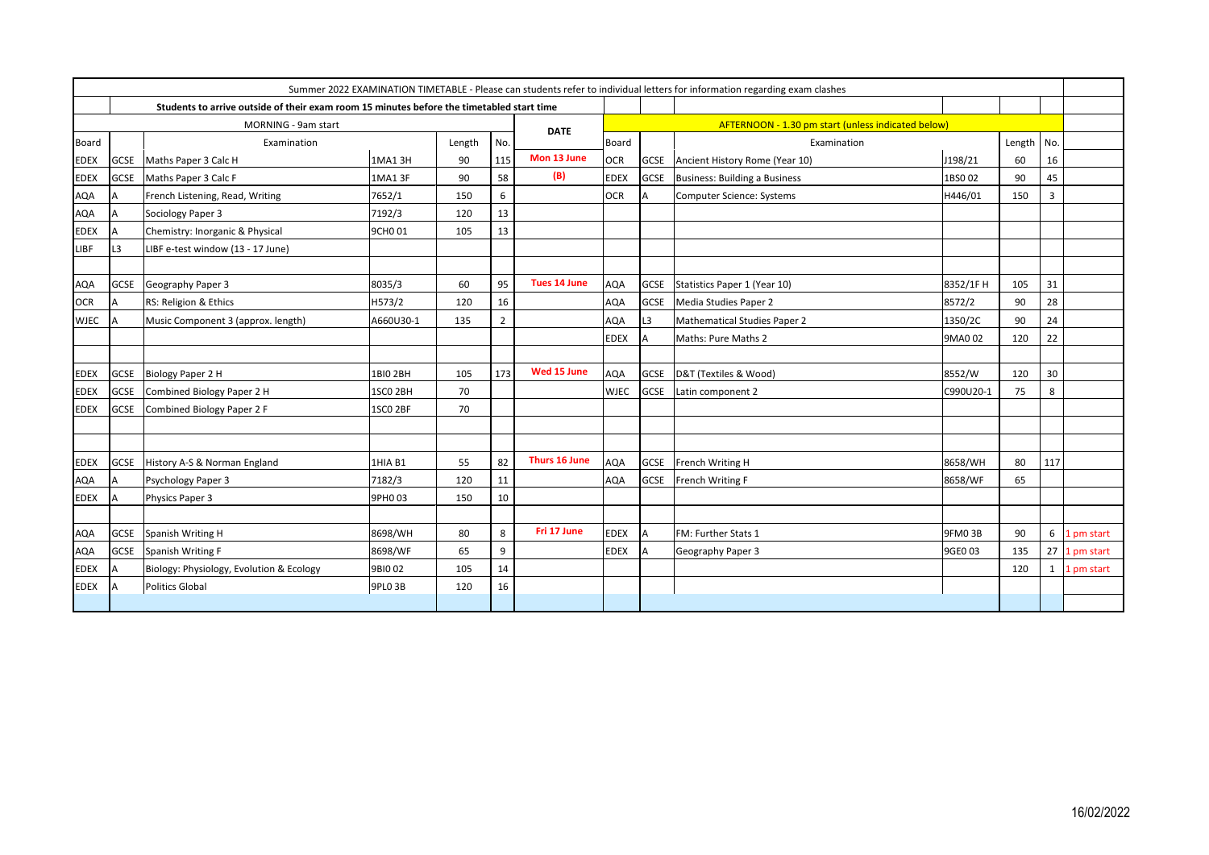| Summer 2022 EXAMINATION TIMETABLE - Please can students refer to individual letters for information regarding exam clashes | | | | | | | | | | | | | | |
|---|---|---|---|---|---|---|---|---|---|---|---|---|---|---|
| | Students to arrive outside of their exam room 15 minutes before the timetabled start time | | | | | | | | | | | | | |
| MORNING - 9am start | | | | | | DATE | AFTERNOON - 1.30 pm start (unless indicated below) | | | | | | | |
| Board | | Examination | | Length | No. | | Board | | Examination | | Length | No. | | |
| EDEX | GCSE | Maths Paper 3 Calc H | 1MA1 3H | 90 | 115 | Mon 13 June | OCR | GCSE | Ancient History Rome (Year 10) | J198/21 | 60 | 16 | | |
| EDEX | GCSE | Maths Paper 3 Calc F | 1MA1 3F | 90 | 58 | (B) | EDEX | GCSE | Business: Building a Business | 1BS0 02 | 90 | 45 | | |
| AQA | A | French Listening, Read, Writing | 7652/1 | 150 | 6 | | OCR | A | Computer Science: Systems | H446/01 | 150 | 3 | | |
| AQA | A | Sociology Paper 3 | 7192/3 | 120 | 13 | | | | | | | | | |
| EDEX | A | Chemistry: Inorganic & Physical | 9CH0 01 | 105 | 13 | | | | | | | | | |
| LIBF | L3 | LIBF e-test window (13 - 17 June) | | | | | | | | | | | | |
| | | | | | | | | | | | | | | |
| AQA | GCSE | Geography Paper 3 | 8035/3 | 60 | 95 | Tues 14 June | AQA | GCSE | Statistics Paper 1 (Year 10) | 8352/1F H | 105 | 31 | | |
| OCR | A | RS: Religion & Ethics | H573/2 | 120 | 16 | | AQA | GCSE | Media Studies Paper 2 | 8572/2 | 90 | 28 | | |
| WJEC | A | Music Component 3 (approx. length) | A660U30-1 | 135 | 2 | | AQA | L3 | Mathematical Studies Paper 2 | 1350/2C | 90 | 24 | | |
| | | | | | | | EDEX | A | Maths: Pure Maths 2 | 9MA0 02 | 120 | 22 | | |
| | | | | | | | | | | | | | | |
| EDEX | GCSE | Biology Paper 2 H | 1BI0 2BH | 105 | 173 | Wed 15 June | AQA | GCSE | D&T (Textiles & Wood) | 8552/W | 120 | 30 | | |
| EDEX | GCSE | Combined Biology Paper 2 H | 1SC0 2BH | 70 | | | WJEC | GCSE | Latin component 2 | C990U20-1 | 75 | 8 | | |
| EDEX | GCSE | Combined Biology Paper 2 F | 1SC0 2BF | 70 | | | | | | | | | | |
| | | | | | | | | | | | | | | |
| | | | | | | | | | | | | | | |
| EDEX | GCSE | History A-S & Norman England | 1HIA B1 | 55 | 82 | Thurs 16 June | AQA | GCSE | French Writing H | 8658/WH | 80 | 117 | | |
| AQA | A | Psychology Paper 3 | 7182/3 | 120 | 11 | | AQA | GCSE | French Writing F | 8658/WF | 65 | | | |
| EDEX | A | Physics Paper 3 | 9PH0 03 | 150 | 10 | | | | | | | | | |
| | | | | | | | | | | | | | | |
| AQA | GCSE | Spanish Writing H | 8698/WH | 80 | 8 | Fri 17 June | EDEX | A | FM: Further Stats 1 | 9FM0 3B | 90 | 6 | 1 pm start | |
| AQA | GCSE | Spanish Writing F | 8698/WF | 65 | 9 | | EDEX | A | Geography Paper 3 | 9GE0 03 | 135 | 27 | 1 pm start | |
| EDEX | A | Biology: Physiology, Evolution & Ecology | 9BI0 02 | 105 | 14 | | | | | | 120 | 1 | 1 pm start | |
| EDEX | A | Politics Global | 9PL0 3B | 120 | 16 | | | | | | | | | |

16/02/2022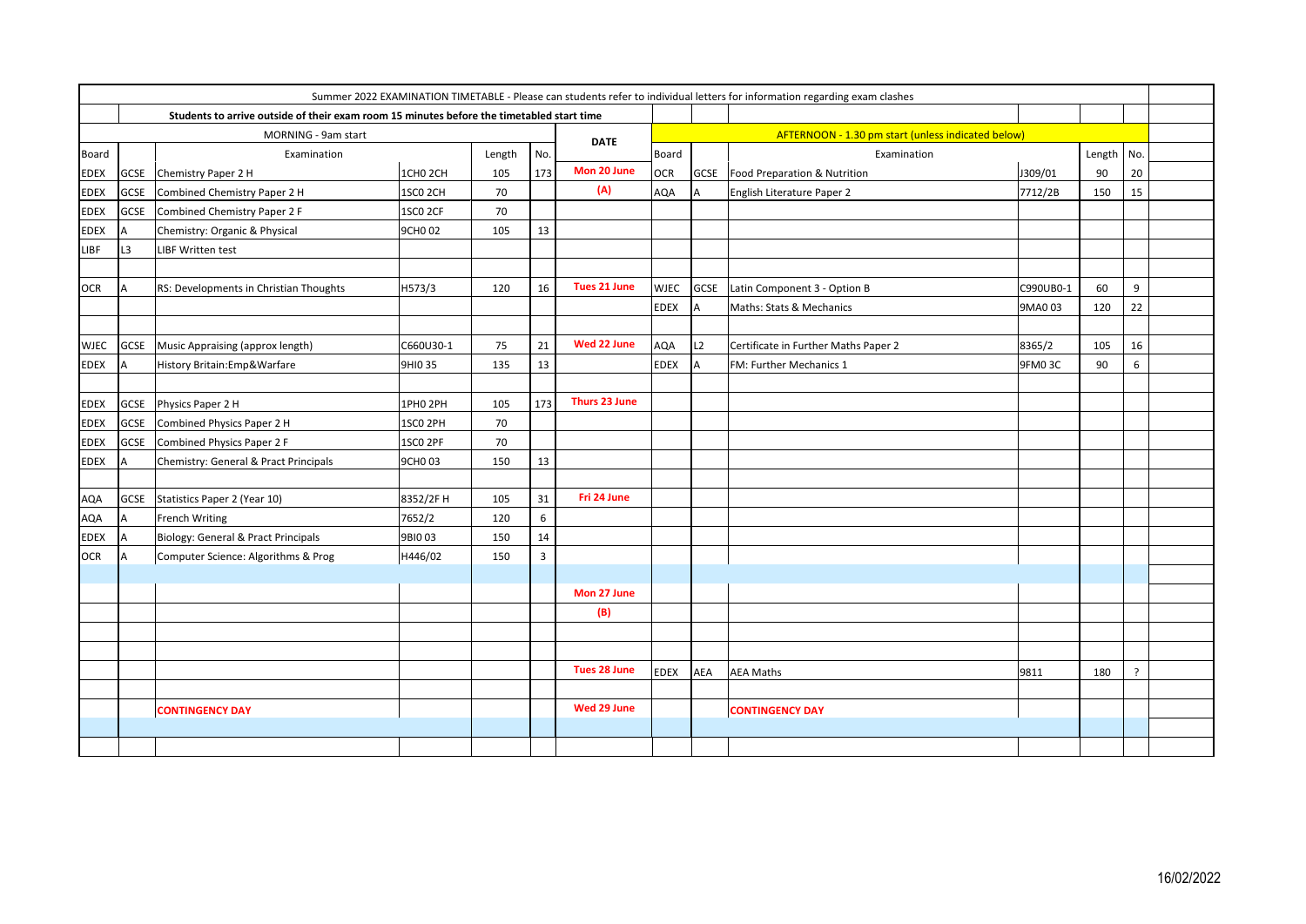Summer 2022 EXAMINATION TIMETABLE - Please can students refer to individual letters for information regarding exam clashes

Students to arrive outside of their exam room 15 minutes before the timetabled start time

| MORNING - 9am start | | | | | | DATE | AFTERNOON - 1.30 pm start (unless indicated below) | | | | | |
|---|---|---|---|---|---|---|---|---|---|---|---|---|
| Board | | Examination | | Length | No. | | Board | | Examination | | Length | No. |
| EDEX | GCSE | Chemistry Paper 2 H | 1CH0 2CH | 105 | 173 | Mon 20 June | OCR | GCSE | Food Preparation & Nutrition | J309/01 | 90 | 20 |
| EDEX | GCSE | Combined Chemistry Paper 2 H | 1SC0 2CH | 70 | | (A) | AQA | A | English Literature Paper 2 | 7712/2B | 150 | 15 |
| EDEX | GCSE | Combined Chemistry Paper 2 F | 1SC0 2CF | 70 | | | | | | | | |
| EDEX | A | Chemistry: Organic & Physical | 9CH0 02 | 105 | 13 | | | | | | | |
| LIBF | L3 | LIBF Written test | | | | | | | | | | |
| | | | | | | | | | | | | |
| OCR | A | RS: Developments in Christian Thoughts | H573/3 | 120 | 16 | Tues 21 June | WJEC | GCSE | Latin Component 3 - Option B | C990UB0-1 | 60 | 9 |
| | | | | | | | EDEX | A | Maths: Stats & Mechanics | 9MA0 03 | 120 | 22 |
| | | | | | | | | | | | | |
| WJEC | GCSE | Music Appraising (approx length) | C660U30-1 | 75 | 21 | Wed 22 June | AQA | L2 | Certificate in Further Maths Paper 2 | 8365/2 | 105 | 16 |
| EDEX | A | History Britain:Emp&Warfare | 9HI0 35 | 135 | 13 | | EDEX | A | FM: Further Mechanics 1 | 9FM0 3C | 90 | 6 |
| | | | | | | | | | | | | |
| EDEX | GCSE | Physics Paper 2 H | 1PH0 2PH | 105 | 173 | Thurs 23 June | | | | | | |
| EDEX | GCSE | Combined Physics Paper 2 H | 1SC0 2PH | 70 | | | | | | | | |
| EDEX | GCSE | Combined Physics Paper 2 F | 1SC0 2PF | 70 | | | | | | | | |
| EDEX | A | Chemistry: General & Pract Principals | 9CH0 03 | 150 | 13 | | | | | | | |
| | | | | | | | | | | | | |
| AQA | GCSE | Statistics Paper 2 (Year 10) | 8352/2F H | 105 | 31 | Fri 24 June | | | | | | |
| AQA | A | French Writing | 7652/2 | 120 | 6 | | | | | | | |
| EDEX | A | Biology: General & Pract Principals | 9BI0 03 | 150 | 14 | | | | | | | |
| OCR | A | Computer Science: Algorithms & Prog | H446/02 | 150 | 3 | | | | | | | |
| | | | | | | | | | | | | |
| | | | | | | Mon 27 June | | | | | | |
| | | | | | | (B) | | | | | | |
| | | | | | | | | | | | | |
| | | | | | | | | | | | | |
| | | | | | | Tues 28 June | EDEX | AEA | AEA Maths | 9811 | 180 | ? |
| | | | | | | | | | | | | |
| | | CONTINGENCY DAY | | | | Wed 29 June | | | CONTINGENCY DAY | | | |

16/02/2022